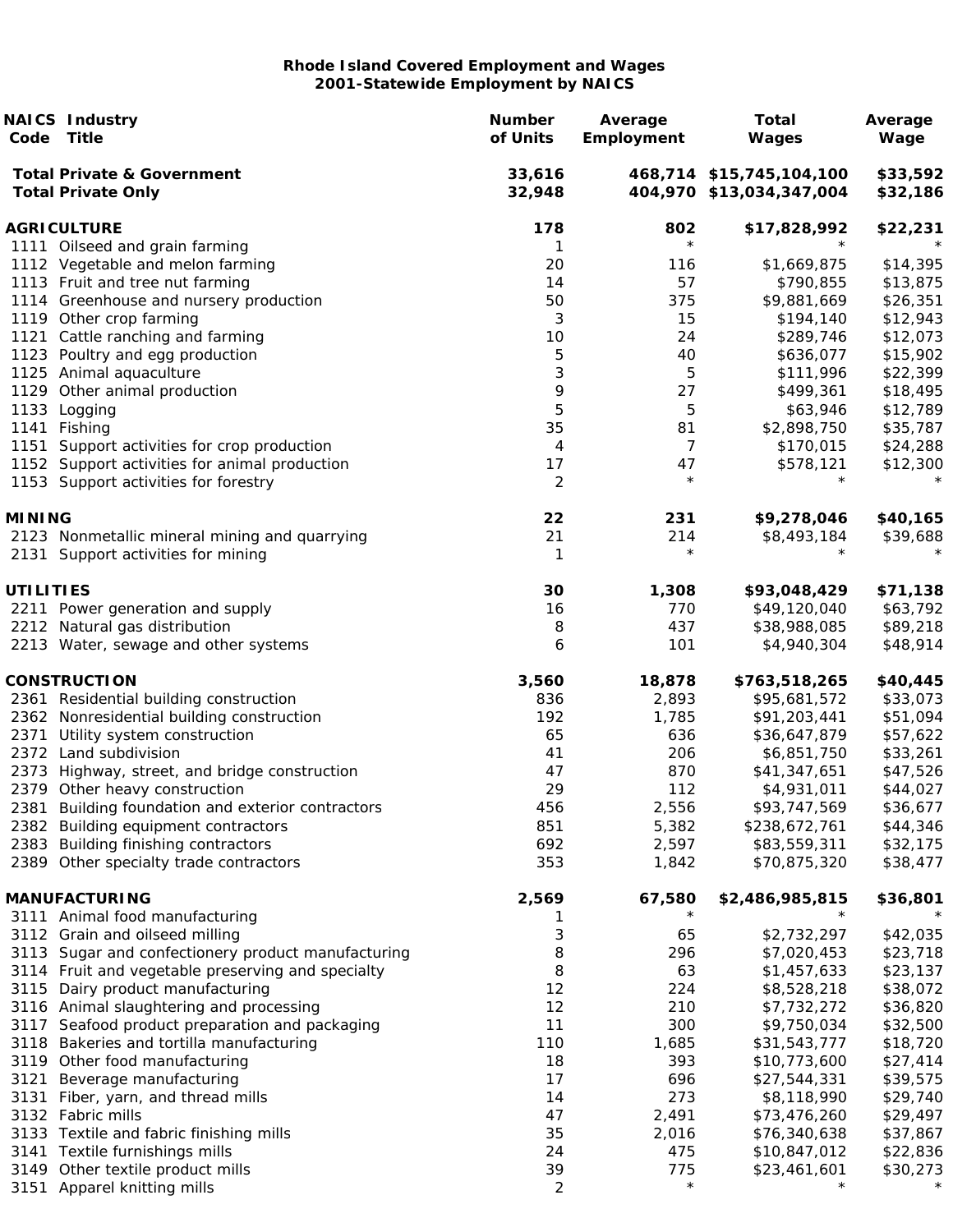# Rhode Island Covered Employment and Wages
## 2001-Statewide Employment by NAICS

| NAICS Code | Industry Title | Number of Units | Average Employment | Total Wages | Average Wage |
|---|---|---|---|---|---|
| | **Total Private & Government** | **33,616** | **468,714** | **$15,745,104,100** | **$33,592** |
| | **Total Private Only** | **32,948** | **404,970** | **$13,034,347,004** | **$32,186** |
| | **AGRICULTURE** | **178** | **802** | **$17,828,992** | **$22,231** |
| 1111 | Oilseed and grain farming | 1 | * | * | * |
| 1112 | Vegetable and melon farming | 20 | 116 | $1,669,875 | $14,395 |
| 1113 | Fruit and tree nut farming | 14 | 57 | $790,855 | $13,875 |
| 1114 | Greenhouse and nursery production | 50 | 375 | $9,881,669 | $26,351 |
| 1119 | Other crop farming | 3 | 15 | $194,140 | $12,943 |
| 1121 | Cattle ranching and farming | 10 | 24 | $289,746 | $12,073 |
| 1123 | Poultry and egg production | 5 | 40 | $636,077 | $15,902 |
| 1125 | Animal aquaculture | 3 | 5 | $111,996 | $22,399 |
| 1129 | Other animal production | 9 | 27 | $499,361 | $18,495 |
| 1133 | Logging | 5 | 5 | $63,946 | $12,789 |
| 1141 | Fishing | 35 | 81 | $2,898,750 | $35,787 |
| 1151 | Support activities for crop production | 4 | 7 | $170,015 | $24,288 |
| 1152 | Support activities for animal production | 17 | 47 | $578,121 | $12,300 |
| 1153 | Support activities for forestry | 2 | * | * | * |
| | **MINING** | **22** | **231** | **$9,278,046** | **$40,165** |
| 2123 | Nonmetallic mineral mining and quarrying | 21 | 214 | $8,493,184 | $39,688 |
| 2131 | Support activities for mining | 1 | * | * | * |
| | **UTILITIES** | **30** | **1,308** | **$93,048,429** | **$71,138** |
| 2211 | Power generation and supply | 16 | 770 | $49,120,040 | $63,792 |
| 2212 | Natural gas distribution | 8 | 437 | $38,988,085 | $89,218 |
| 2213 | Water, sewage and other systems | 6 | 101 | $4,940,304 | $48,914 |
| | **CONSTRUCTION** | **3,560** | **18,878** | **$763,518,265** | **$40,445** |
| 2361 | Residential building construction | 836 | 2,893 | $95,681,572 | $33,073 |
| 2362 | Nonresidential building construction | 192 | 1,785 | $91,203,441 | $51,094 |
| 2371 | Utility system construction | 65 | 636 | $36,647,879 | $57,622 |
| 2372 | Land subdivision | 41 | 206 | $6,851,750 | $33,261 |
| 2373 | Highway, street, and bridge construction | 47 | 870 | $41,347,651 | $47,526 |
| 2379 | Other heavy construction | 29 | 112 | $4,931,011 | $44,027 |
| 2381 | Building foundation and exterior contractors | 456 | 2,556 | $93,747,569 | $36,677 |
| 2382 | Building equipment contractors | 851 | 5,382 | $238,672,761 | $44,346 |
| 2383 | Building finishing contractors | 692 | 2,597 | $83,559,311 | $32,175 |
| 2389 | Other specialty trade contractors | 353 | 1,842 | $70,875,320 | $38,477 |
| | **MANUFACTURING** | **2,569** | **67,580** | **$2,486,985,815** | **$36,801** |
| 3111 | Animal food manufacturing | 1 | * | * | * |
| 3112 | Grain and oilseed milling | 3 | 65 | $2,732,297 | $42,035 |
| 3113 | Sugar and confectionery product manufacturing | 8 | 296 | $7,020,453 | $23,718 |
| 3114 | Fruit and vegetable preserving and specialty | 8 | 63 | $1,457,633 | $23,137 |
| 3115 | Dairy product manufacturing | 12 | 224 | $8,528,218 | $38,072 |
| 3116 | Animal slaughtering and processing | 12 | 210 | $7,732,272 | $36,820 |
| 3117 | Seafood product preparation and packaging | 11 | 300 | $9,750,034 | $32,500 |
| 3118 | Bakeries and tortilla manufacturing | 110 | 1,685 | $31,543,777 | $18,720 |
| 3119 | Other food manufacturing | 18 | 393 | $10,773,600 | $27,414 |
| 3121 | Beverage manufacturing | 17 | 696 | $27,544,331 | $39,575 |
| 3131 | Fiber, yarn, and thread mills | 14 | 273 | $8,118,990 | $29,740 |
| 3132 | Fabric mills | 47 | 2,491 | $73,476,260 | $29,497 |
| 3133 | Textile and fabric finishing mills | 35 | 2,016 | $76,340,638 | $37,867 |
| 3141 | Textile furnishings mills | 24 | 475 | $10,847,012 | $22,836 |
| 3149 | Other textile product mills | 39 | 775 | $23,461,601 | $30,273 |
| 3151 | Apparel knitting mills | 2 | * | * | * |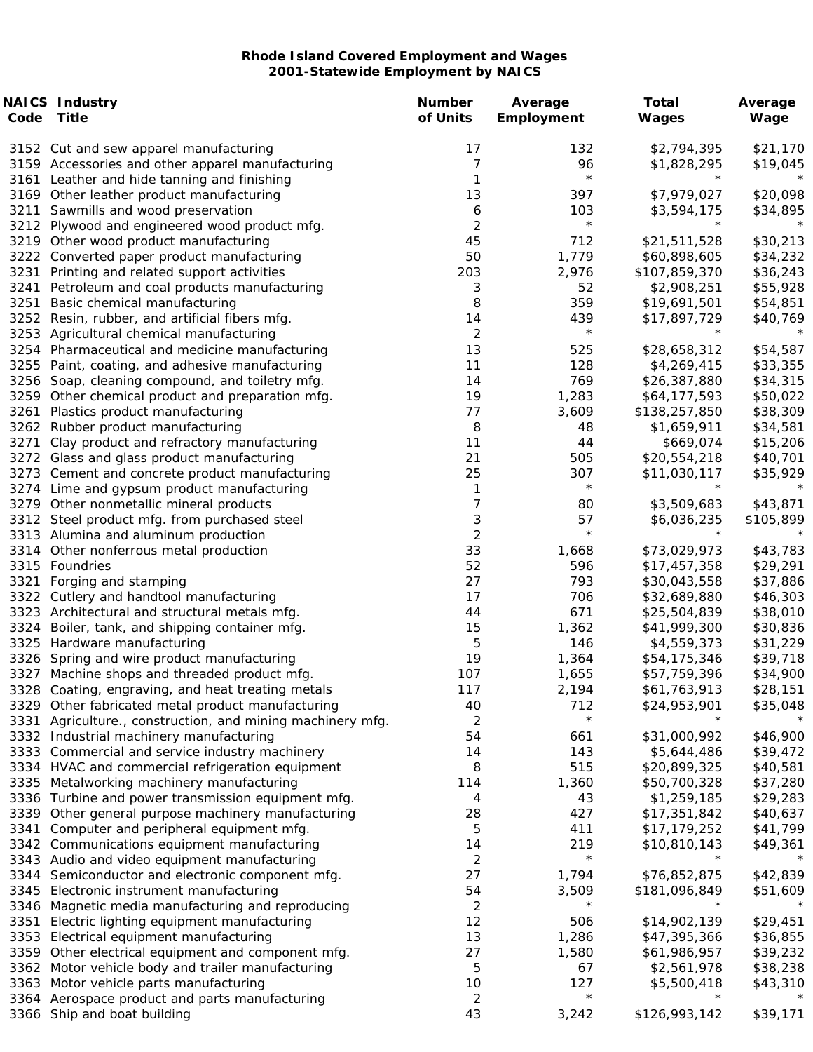**Rhode Island Covered Employment and Wages**
**2001-Statewide Employment by NAICS**

| NAICS Code | Industry Title | Number of Units | Average Employment | Total Wages | Average Wage |
|---|---|---|---|---|---|
| 3152 | Cut and sew apparel manufacturing | 17 | 132 | $2,794,395 | $21,170 |
| 3159 | Accessories and other apparel manufacturing | 7 | 96 | $1,828,295 | $19,045 |
| 3161 | Leather and hide tanning and finishing | 1 | * | * | * |
| 3169 | Other leather product manufacturing | 13 | 397 | $7,979,027 | $20,098 |
| 3211 | Sawmills and wood preservation | 6 | 103 | $3,594,175 | $34,895 |
| 3212 | Plywood and engineered wood product mfg. | 2 | * | * | * |
| 3219 | Other wood product manufacturing | 45 | 712 | $21,511,528 | $30,213 |
| 3222 | Converted paper product manufacturing | 50 | 1,779 | $60,898,605 | $34,232 |
| 3231 | Printing and related support activities | 203 | 2,976 | $107,859,370 | $36,243 |
| 3241 | Petroleum and coal products manufacturing | 3 | 52 | $2,908,251 | $55,928 |
| 3251 | Basic chemical manufacturing | 8 | 359 | $19,691,501 | $54,851 |
| 3252 | Resin, rubber, and artificial fibers mfg. | 14 | 439 | $17,897,729 | $40,769 |
| 3253 | Agricultural chemical manufacturing | 2 | * | * | * |
| 3254 | Pharmaceutical and medicine manufacturing | 13 | 525 | $28,658,312 | $54,587 |
| 3255 | Paint, coating, and adhesive manufacturing | 11 | 128 | $4,269,415 | $33,355 |
| 3256 | Soap, cleaning compound, and toiletry mfg. | 14 | 769 | $26,387,880 | $34,315 |
| 3259 | Other chemical product and preparation mfg. | 19 | 1,283 | $64,177,593 | $50,022 |
| 3261 | Plastics product manufacturing | 77 | 3,609 | $138,257,850 | $38,309 |
| 3262 | Rubber product manufacturing | 8 | 48 | $1,659,911 | $34,581 |
| 3271 | Clay product and refractory manufacturing | 11 | 44 | $669,074 | $15,206 |
| 3272 | Glass and glass product manufacturing | 21 | 505 | $20,554,218 | $40,701 |
| 3273 | Cement and concrete product manufacturing | 25 | 307 | $11,030,117 | $35,929 |
| 3274 | Lime and gypsum product manufacturing | 1 | * | * | * |
| 3279 | Other nonmetallic mineral products | 7 | 80 | $3,509,683 | $43,871 |
| 3312 | Steel product mfg. from purchased steel | 3 | 57 | $6,036,235 | $105,899 |
| 3313 | Alumina and aluminum production | 2 | * | * | * |
| 3314 | Other nonferrous metal production | 33 | 1,668 | $73,029,973 | $43,783 |
| 3315 | Foundries | 52 | 596 | $17,457,358 | $29,291 |
| 3321 | Forging and stamping | 27 | 793 | $30,043,558 | $37,886 |
| 3322 | Cutlery and handtool manufacturing | 17 | 706 | $32,689,880 | $46,303 |
| 3323 | Architectural and structural metals mfg. | 44 | 671 | $25,504,839 | $38,010 |
| 3324 | Boiler, tank, and shipping container mfg. | 15 | 1,362 | $41,999,300 | $30,836 |
| 3325 | Hardware manufacturing | 5 | 146 | $4,559,373 | $31,229 |
| 3326 | Spring and wire product manufacturing | 19 | 1,364 | $54,175,346 | $39,718 |
| 3327 | Machine shops and threaded product mfg. | 107 | 1,655 | $57,759,396 | $34,900 |
| 3328 | Coating, engraving, and heat treating metals | 117 | 2,194 | $61,763,913 | $28,151 |
| 3329 | Other fabricated metal product manufacturing | 40 | 712 | $24,953,901 | $35,048 |
| 3331 | Agriculture., construction, and mining machinery mfg. | 2 | * | * | * |
| 3332 | Industrial machinery manufacturing | 54 | 661 | $31,000,992 | $46,900 |
| 3333 | Commercial and service industry machinery | 14 | 143 | $5,644,486 | $39,472 |
| 3334 | HVAC and commercial refrigeration equipment | 8 | 515 | $20,899,325 | $40,581 |
| 3335 | Metalworking machinery manufacturing | 114 | 1,360 | $50,700,328 | $37,280 |
| 3336 | Turbine and power transmission equipment mfg. | 4 | 43 | $1,259,185 | $29,283 |
| 3339 | Other general purpose machinery manufacturing | 28 | 427 | $17,351,842 | $40,637 |
| 3341 | Computer and peripheral equipment mfg. | 5 | 411 | $17,179,252 | $41,799 |
| 3342 | Communications equipment manufacturing | 14 | 219 | $10,810,143 | $49,361 |
| 3343 | Audio and video equipment manufacturing | 2 | * | * | * |
| 3344 | Semiconductor and electronic component mfg. | 27 | 1,794 | $76,852,875 | $42,839 |
| 3345 | Electronic instrument manufacturing | 54 | 3,509 | $181,096,849 | $51,609 |
| 3346 | Magnetic media manufacturing and reproducing | 2 | * | * | * |
| 3351 | Electric lighting equipment manufacturing | 12 | 506 | $14,902,139 | $29,451 |
| 3353 | Electrical equipment manufacturing | 13 | 1,286 | $47,395,366 | $36,855 |
| 3359 | Other electrical equipment and component mfg. | 27 | 1,580 | $61,986,957 | $39,232 |
| 3362 | Motor vehicle body and trailer manufacturing | 5 | 67 | $2,561,978 | $38,238 |
| 3363 | Motor vehicle parts manufacturing | 10 | 127 | $5,500,418 | $43,310 |
| 3364 | Aerospace product and parts manufacturing | 2 | * | * | * |
| 3366 | Ship and boat building | 43 | 3,242 | $126,993,142 | $39,171 |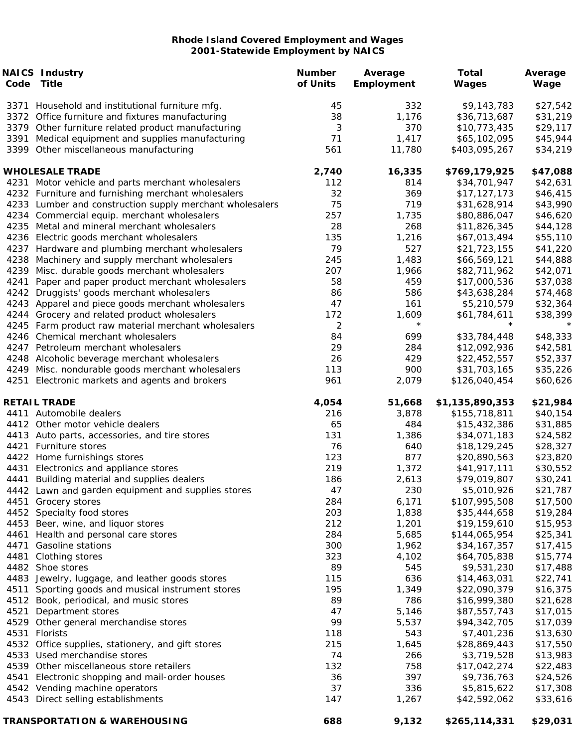# Rhode Island Covered Employment and Wages
## 2001-Statewide Employment by NAICS

| NAICS Code | Industry Title | Number of Units | Average Employment | Total Wages | Average Wage |
|---|---|---|---|---|---|
| 3371 | Household and institutional furniture mfg. | 45 | 332 | $9,143,783 | $27,542 |
| 3372 | Office furniture and fixtures manufacturing | 38 | 1,176 | $36,713,687 | $31,219 |
| 3379 | Other furniture related product manufacturing | 3 | 370 | $10,773,435 | $29,117 |
| 3391 | Medical equipment and supplies manufacturing | 71 | 1,417 | $65,102,095 | $45,944 |
| 3399 | Other miscellaneous manufacturing | 561 | 11,780 | $403,095,267 | $34,219 |
| | **WHOLESALE TRADE** | **2,740** | **16,335** | **$769,179,925** | **$47,088** |
| 4231 | Motor vehicle and parts merchant wholesalers | 112 | 814 | $34,701,947 | $42,631 |
| 4232 | Furniture and furnishing merchant wholesalers | 32 | 369 | $17,127,173 | $46,415 |
| 4233 | Lumber and construction supply merchant wholesalers | 75 | 719 | $31,628,914 | $43,990 |
| 4234 | Commercial equip. merchant wholesalers | 257 | 1,735 | $80,886,047 | $46,620 |
| 4235 | Metal and mineral merchant wholesalers | 28 | 268 | $11,826,345 | $44,128 |
| 4236 | Electric goods merchant wholesalers | 135 | 1,216 | $67,013,494 | $55,110 |
| 4237 | Hardware and plumbing merchant wholesalers | 79 | 527 | $21,723,155 | $41,220 |
| 4238 | Machinery and supply merchant wholesalers | 245 | 1,483 | $66,569,121 | $44,888 |
| 4239 | Misc. durable goods merchant wholesalers | 207 | 1,966 | $82,711,962 | $42,071 |
| 4241 | Paper and paper product merchant wholesalers | 58 | 459 | $17,000,536 | $37,038 |
| 4242 | Druggists' goods merchant wholesalers | 86 | 586 | $43,638,284 | $74,468 |
| 4243 | Apparel and piece goods merchant wholesalers | 47 | 161 | $5,210,579 | $32,364 |
| 4244 | Grocery and related product wholesalers | 172 | 1,609 | $61,784,611 | $38,399 |
| 4245 | Farm product raw material merchant wholesalers | 2 | * | * | * |
| 4246 | Chemical merchant wholesalers | 84 | 699 | $33,784,448 | $48,333 |
| 4247 | Petroleum merchant wholesalers | 29 | 284 | $12,092,936 | $42,581 |
| 4248 | Alcoholic beverage merchant wholesalers | 26 | 429 | $22,452,557 | $52,337 |
| 4249 | Misc. nondurable goods merchant wholesalers | 113 | 900 | $31,703,165 | $35,226 |
| 4251 | Electronic markets and agents and brokers | 961 | 2,079 | $126,040,454 | $60,626 |
| | **RETAIL TRADE** | **4,054** | **51,668** | **$1,135,890,353** | **$21,984** |
| 4411 | Automobile dealers | 216 | 3,878 | $155,718,811 | $40,154 |
| 4412 | Other motor vehicle dealers | 65 | 484 | $15,432,386 | $31,885 |
| 4413 | Auto parts, accessories, and tire stores | 131 | 1,386 | $34,071,183 | $24,582 |
| 4421 | Furniture stores | 76 | 640 | $18,129,245 | $28,327 |
| 4422 | Home furnishings stores | 123 | 877 | $20,890,563 | $23,820 |
| 4431 | Electronics and appliance stores | 219 | 1,372 | $41,917,111 | $30,552 |
| 4441 | Building material and supplies dealers | 186 | 2,613 | $79,019,807 | $30,241 |
| 4442 | Lawn and garden equipment and supplies stores | 47 | 230 | $5,010,926 | $21,787 |
| 4451 | Grocery stores | 284 | 6,171 | $107,995,508 | $17,500 |
| 4452 | Specialty food stores | 203 | 1,838 | $35,444,658 | $19,284 |
| 4453 | Beer, wine, and liquor stores | 212 | 1,201 | $19,159,610 | $15,953 |
| 4461 | Health and personal care stores | 284 | 5,685 | $144,065,954 | $25,341 |
| 4471 | Gasoline stations | 300 | 1,962 | $34,167,357 | $17,415 |
| 4481 | Clothing stores | 323 | 4,102 | $64,705,838 | $15,774 |
| 4482 | Shoe stores | 89 | 545 | $9,531,230 | $17,488 |
| 4483 | Jewelry, luggage, and leather goods stores | 115 | 636 | $14,463,031 | $22,741 |
| 4511 | Sporting goods and musical instrument stores | 195 | 1,349 | $22,090,379 | $16,375 |
| 4512 | Book, periodical, and music stores | 89 | 786 | $16,999,380 | $21,628 |
| 4521 | Department stores | 47 | 5,146 | $87,557,743 | $17,015 |
| 4529 | Other general merchandise stores | 99 | 5,537 | $94,342,705 | $17,039 |
| 4531 | Florists | 118 | 543 | $7,401,236 | $13,630 |
| 4532 | Office supplies, stationery, and gift stores | 215 | 1,645 | $28,869,443 | $17,550 |
| 4533 | Used merchandise stores | 74 | 266 | $3,719,528 | $13,983 |
| 4539 | Other miscellaneous store retailers | 132 | 758 | $17,042,274 | $22,483 |
| 4541 | Electronic shopping and mail-order houses | 36 | 397 | $9,736,763 | $24,526 |
| 4542 | Vending machine operators | 37 | 336 | $5,815,622 | $17,308 |
| 4543 | Direct selling establishments | 147 | 1,267 | $42,592,062 | $33,616 |
| | **TRANSPORTATION & WAREHOUSING** | **688** | **9,132** | **$265,114,331** | **$29,031** |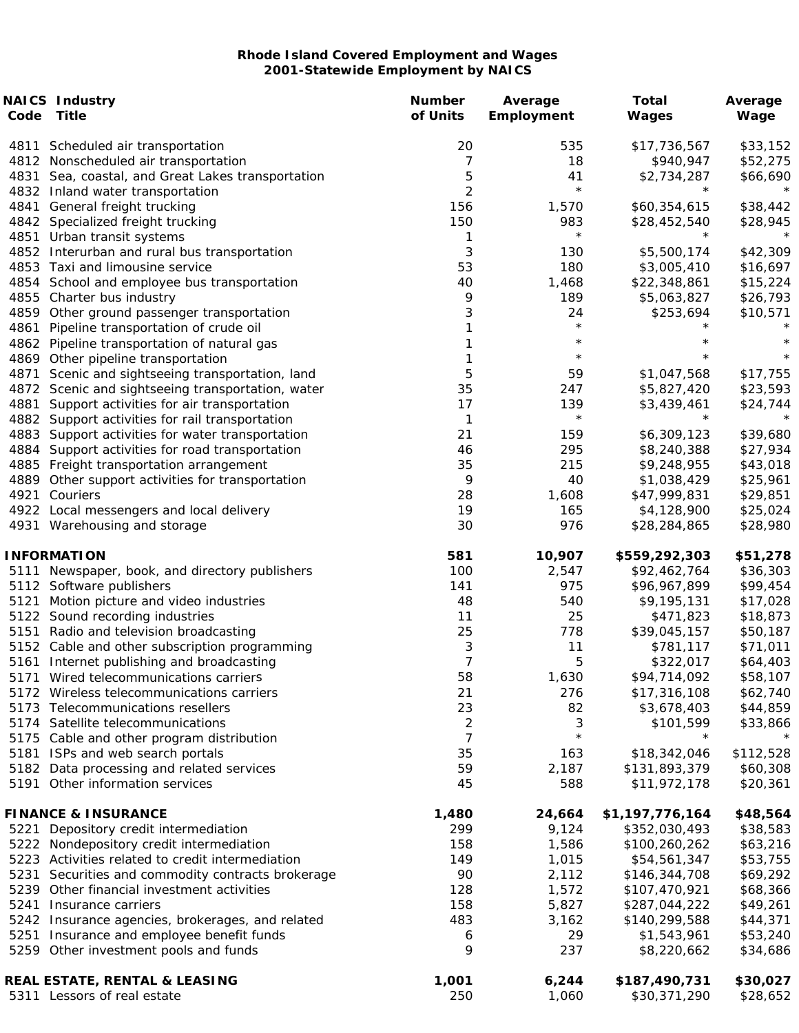**Rhode Island Covered Employment and Wages**
**2001-Statewide Employment by NAICS**

| NAICS Code | Industry Title | Number of Units | Average Employment | Total Wages | Average Wage |
|---|---|---|---|---|---|
| 4811 | Scheduled air transportation | 20 | 535 | $17,736,567 | $33,152 |
| 4812 | Nonscheduled air transportation | 7 | 18 | $940,947 | $52,275 |
| 4831 | Sea, coastal, and Great Lakes transportation | 5 | 41 | $2,734,287 | $66,690 |
| 4832 | Inland water transportation | 2 | * | * | * |
| 4841 | General freight trucking | 156 | 1,570 | $60,354,615 | $38,442 |
| 4842 | Specialized freight trucking | 150 | 983 | $28,452,540 | $28,945 |
| 4851 | Urban transit systems | 1 | * | * | * |
| 4852 | Interurban and rural bus transportation | 3 | 130 | $5,500,174 | $42,309 |
| 4853 | Taxi and limousine service | 53 | 180 | $3,005,410 | $16,697 |
| 4854 | School and employee bus transportation | 40 | 1,468 | $22,348,861 | $15,224 |
| 4855 | Charter bus industry | 9 | 189 | $5,063,827 | $26,793 |
| 4859 | Other ground passenger transportation | 3 | 24 | $253,694 | $10,571 |
| 4861 | Pipeline transportation of crude oil | 1 | * | * | * |
| 4862 | Pipeline transportation of natural gas | 1 | * | * | * |
| 4869 | Other pipeline transportation | 1 | * | * | * |
| 4871 | Scenic and sightseeing transportation, land | 5 | 59 | $1,047,568 | $17,755 |
| 4872 | Scenic and sightseeing transportation, water | 35 | 247 | $5,827,420 | $23,593 |
| 4881 | Support activities for air transportation | 17 | 139 | $3,439,461 | $24,744 |
| 4882 | Support activities for rail transportation | 1 | * | * | * |
| 4883 | Support activities for water transportation | 21 | 159 | $6,309,123 | $39,680 |
| 4884 | Support activities for road transportation | 46 | 295 | $8,240,388 | $27,934 |
| 4885 | Freight transportation arrangement | 35 | 215 | $9,248,955 | $43,018 |
| 4889 | Other support activities for transportation | 9 | 40 | $1,038,429 | $25,961 |
| 4921 | Couriers | 28 | 1,608 | $47,999,831 | $29,851 |
| 4922 | Local messengers and local delivery | 19 | 165 | $4,128,900 | $25,024 |
| 4931 | Warehousing and storage | 30 | 976 | $28,284,865 | $28,980 |
| | **INFORMATION** | **581** | **10,907** | **$559,292,303** | **$51,278** |
| 5111 | Newspaper, book, and directory publishers | 100 | 2,547 | $92,462,764 | $36,303 |
| 5112 | Software publishers | 141 | 975 | $96,967,899 | $99,454 |
| 5121 | Motion picture and video industries | 48 | 540 | $9,195,131 | $17,028 |
| 5122 | Sound recording industries | 11 | 25 | $471,823 | $18,873 |
| 5151 | Radio and television broadcasting | 25 | 778 | $39,045,157 | $50,187 |
| 5152 | Cable and other subscription programming | 3 | 11 | $781,117 | $71,011 |
| 5161 | Internet publishing and broadcasting | 7 | 5 | $322,017 | $64,403 |
| 5171 | Wired telecommunications carriers | 58 | 1,630 | $94,714,092 | $58,107 |
| 5172 | Wireless telecommunications carriers | 21 | 276 | $17,316,108 | $62,740 |
| 5173 | Telecommunications resellers | 23 | 82 | $3,678,403 | $44,859 |
| 5174 | Satellite telecommunications | 2 | 3 | $101,599 | $33,866 |
| 5175 | Cable and other program distribution | 7 | * | * | * |
| 5181 | ISPs and web search portals | 35 | 163 | $18,342,046 | $112,528 |
| 5182 | Data processing and related services | 59 | 2,187 | $131,893,379 | $60,308 |
| 5191 | Other information services | 45 | 588 | $11,972,178 | $20,361 |
| | **FINANCE & INSURANCE** | **1,480** | **24,664** | **$1,197,776,164** | **$48,564** |
| 5221 | Depository credit intermediation | 299 | 9,124 | $352,030,493 | $38,583 |
| 5222 | Nondepository credit intermediation | 158 | 1,586 | $100,260,262 | $63,216 |
| 5223 | Activities related to credit intermediation | 149 | 1,015 | $54,561,347 | $53,755 |
| 5231 | Securities and commodity contracts brokerage | 90 | 2,112 | $146,344,708 | $69,292 |
| 5239 | Other financial investment activities | 128 | 1,572 | $107,470,921 | $68,366 |
| 5241 | Insurance carriers | 158 | 5,827 | $287,044,222 | $49,261 |
| 5242 | Insurance agencies, brokerages, and related | 483 | 3,162 | $140,299,588 | $44,371 |
| 5251 | Insurance and employee benefit funds | 6 | 29 | $1,543,961 | $53,240 |
| 5259 | Other investment pools and funds | 9 | 237 | $8,220,662 | $34,686 |
| | **REAL ESTATE, RENTAL & LEASING** | **1,001** | **6,244** | **$187,490,731** | **$30,027** |
| 5311 | Lessors of real estate | 250 | 1,060 | $30,371,290 | $28,652 |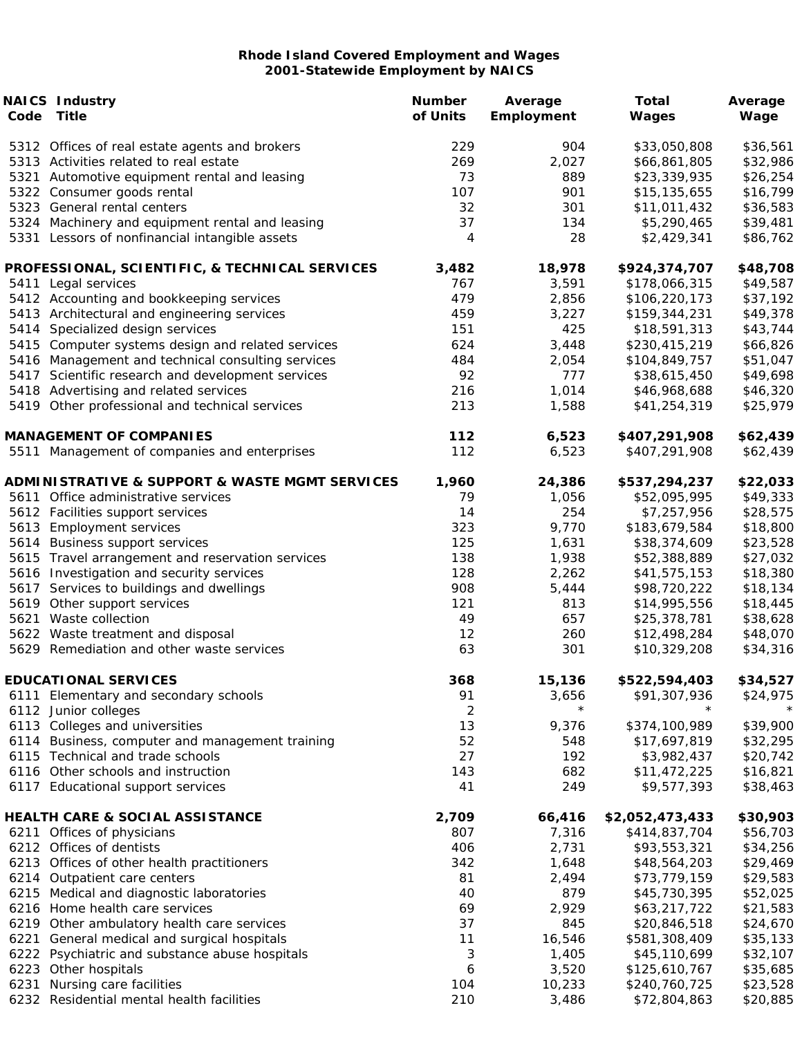**Rhode Island Covered Employment and Wages**
**2001-Statewide Employment by NAICS**

| NAICS Code | Industry Title | Number of Units | Average Employment | Total Wages | Average Wage |
|---|---|---|---|---|---|
| 5312 | Offices of real estate agents and brokers | 229 | 904 | $33,050,808 | $36,561 |
| 5313 | Activities related to real estate | 269 | 2,027 | $66,861,805 | $32,986 |
| 5321 | Automotive equipment rental and leasing | 73 | 889 | $23,339,935 | $26,254 |
| 5322 | Consumer goods rental | 107 | 901 | $15,135,655 | $16,799 |
| 5323 | General rental centers | 32 | 301 | $11,011,432 | $36,583 |
| 5324 | Machinery and equipment rental and leasing | 37 | 134 | $5,290,465 | $39,481 |
| 5331 | Lessors of nonfinancial intangible assets | 4 | 28 | $2,429,341 | $86,762 |
| | **PROFESSIONAL, SCIENTIFIC, & TECHNICAL SERVICES** | **3,482** | **18,978** | **$924,374,707** | **$48,708** |
| 5411 | Legal services | 767 | 3,591 | $178,066,315 | $49,587 |
| 5412 | Accounting and bookkeeping services | 479 | 2,856 | $106,220,173 | $37,192 |
| 5413 | Architectural and engineering services | 459 | 3,227 | $159,344,231 | $49,378 |
| 5414 | Specialized design services | 151 | 425 | $18,591,313 | $43,744 |
| 5415 | Computer systems design and related services | 624 | 3,448 | $230,415,219 | $66,826 |
| 5416 | Management and technical consulting services | 484 | 2,054 | $104,849,757 | $51,047 |
| 5417 | Scientific research and development services | 92 | 777 | $38,615,450 | $49,698 |
| 5418 | Advertising and related services | 216 | 1,014 | $46,968,688 | $46,320 |
| 5419 | Other professional and technical services | 213 | 1,588 | $41,254,319 | $25,979 |
| | **MANAGEMENT OF COMPANIES** | **112** | **6,523** | **$407,291,908** | **$62,439** |
| 5511 | Management of companies and enterprises | 112 | 6,523 | $407,291,908 | $62,439 |
| | **ADMINISTRATIVE & SUPPORT & WASTE MGMT SERVICES** | **1,960** | **24,386** | **$537,294,237** | **$22,033** |
| 5611 | Office administrative services | 79 | 1,056 | $52,095,995 | $49,333 |
| 5612 | Facilities support services | 14 | 254 | $7,257,956 | $28,575 |
| 5613 | Employment services | 323 | 9,770 | $183,679,584 | $18,800 |
| 5614 | Business support services | 125 | 1,631 | $38,374,609 | $23,528 |
| 5615 | Travel arrangement and reservation services | 138 | 1,938 | $52,388,889 | $27,032 |
| 5616 | Investigation and security services | 128 | 2,262 | $41,575,153 | $18,380 |
| 5617 | Services to buildings and dwellings | 908 | 5,444 | $98,720,222 | $18,134 |
| 5619 | Other support services | 121 | 813 | $14,995,556 | $18,445 |
| 5621 | Waste collection | 49 | 657 | $25,378,781 | $38,628 |
| 5622 | Waste treatment and disposal | 12 | 260 | $12,498,284 | $48,070 |
| 5629 | Remediation and other waste services | 63 | 301 | $10,329,208 | $34,316 |
| | **EDUCATIONAL SERVICES** | **368** | **15,136** | **$522,594,403** | **$34,527** |
| 6111 | Elementary and secondary schools | 91 | 3,656 | $91,307,936 | $24,975 |
| 6112 | Junior colleges | 2 | * | * | * |
| 6113 | Colleges and universities | 13 | 9,376 | $374,100,989 | $39,900 |
| 6114 | Business, computer and management training | 52 | 548 | $17,697,819 | $32,295 |
| 6115 | Technical and trade schools | 27 | 192 | $3,982,437 | $20,742 |
| 6116 | Other schools and instruction | 143 | 682 | $11,472,225 | $16,821 |
| 6117 | Educational support services | 41 | 249 | $9,577,393 | $38,463 |
| | **HEALTH CARE & SOCIAL ASSISTANCE** | **2,709** | **66,416** | **$2,052,473,433** | **$30,903** |
| 6211 | Offices of physicians | 807 | 7,316 | $414,837,704 | $56,703 |
| 6212 | Offices of dentists | 406 | 2,731 | $93,553,321 | $34,256 |
| 6213 | Offices of other health practitioners | 342 | 1,648 | $48,564,203 | $29,469 |
| 6214 | Outpatient care centers | 81 | 2,494 | $73,779,159 | $29,583 |
| 6215 | Medical and diagnostic laboratories | 40 | 879 | $45,730,395 | $52,025 |
| 6216 | Home health care services | 69 | 2,929 | $63,217,722 | $21,583 |
| 6219 | Other ambulatory health care services | 37 | 845 | $20,846,518 | $24,670 |
| 6221 | General medical and surgical hospitals | 11 | 16,546 | $581,308,409 | $35,133 |
| 6222 | Psychiatric and substance abuse hospitals | 3 | 1,405 | $45,110,699 | $32,107 |
| 6223 | Other hospitals | 6 | 3,520 | $125,610,767 | $35,685 |
| 6231 | Nursing care facilities | 104 | 10,233 | $240,760,725 | $23,528 |
| 6232 | Residential mental health facilities | 210 | 3,486 | $72,804,863 | $20,885 |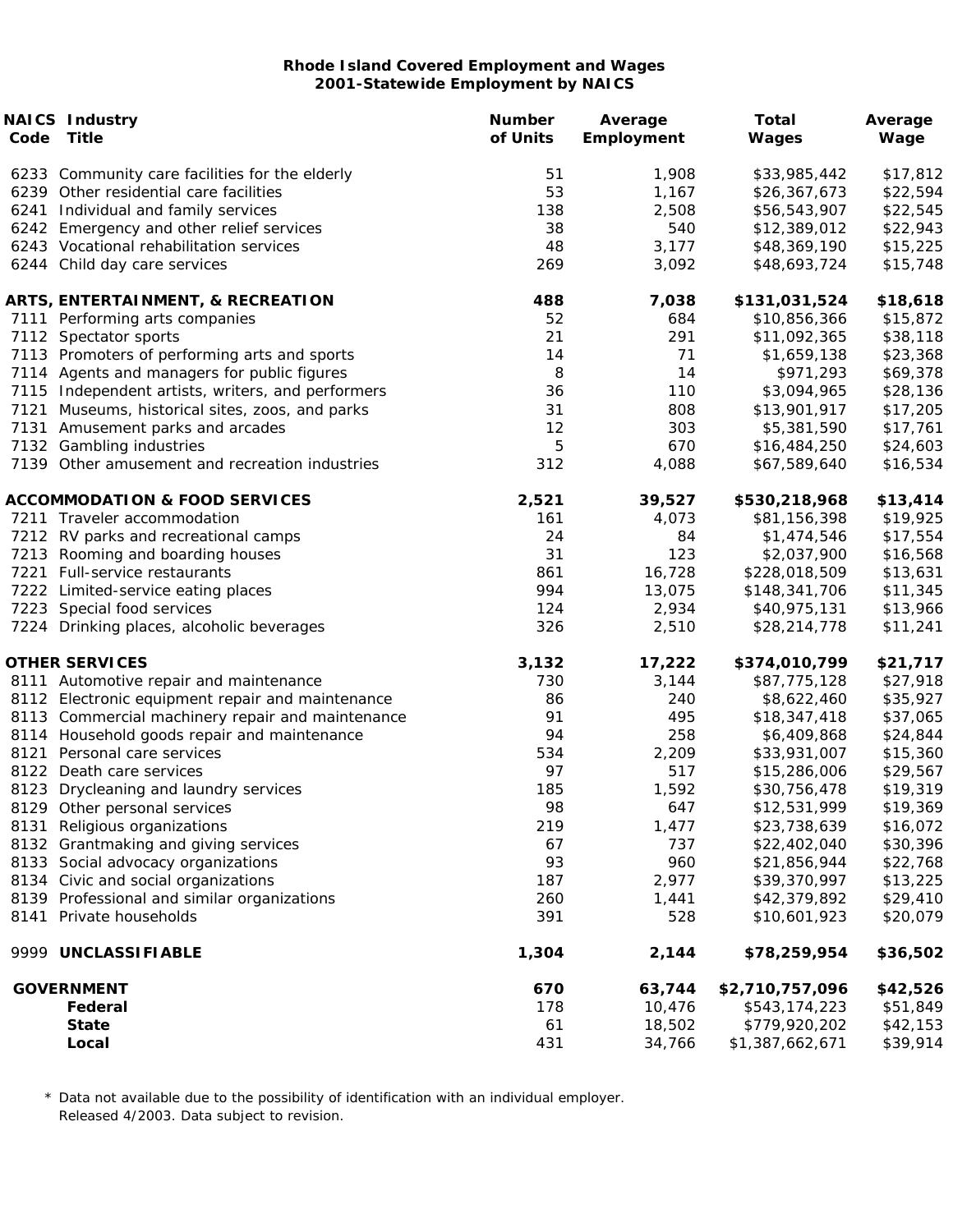**Rhode Island Covered Employment and Wages**
**2001-Statewide Employment by NAICS**

| NAICS Code | Industry Title | Number of Units | Average Employment | Total Wages | Average Wage |
|---|---|---|---|---|---|
| 6233 | Community care facilities for the elderly | 51 | 1,908 | $33,985,442 | $17,812 |
| 6239 | Other residential care facilities | 53 | 1,167 | $26,367,673 | $22,594 |
| 6241 | Individual and family services | 138 | 2,508 | $56,543,907 | $22,545 |
| 6242 | Emergency and other relief services | 38 | 540 | $12,389,012 | $22,943 |
| 6243 | Vocational rehabilitation services | 48 | 3,177 | $48,369,190 | $15,225 |
| 6244 | Child day care services | 269 | 3,092 | $48,693,724 | $15,748 |
| | **ARTS, ENTERTAINMENT, & RECREATION** | **488** | **7,038** | **$131,031,524** | **$18,618** |
| 7111 | Performing arts companies | 52 | 684 | $10,856,366 | $15,872 |
| 7112 | Spectator sports | 21 | 291 | $11,092,365 | $38,118 |
| 7113 | Promoters of performing arts and sports | 14 | 71 | $1,659,138 | $23,368 |
| 7114 | Agents and managers for public figures | 8 | 14 | $971,293 | $69,378 |
| 7115 | Independent artists, writers, and performers | 36 | 110 | $3,094,965 | $28,136 |
| 7121 | Museums, historical sites, zoos, and parks | 31 | 808 | $13,901,917 | $17,205 |
| 7131 | Amusement parks and arcades | 12 | 303 | $5,381,590 | $17,761 |
| 7132 | Gambling industries | 5 | 670 | $16,484,250 | $24,603 |
| 7139 | Other amusement and recreation industries | 312 | 4,088 | $67,589,640 | $16,534 |
| | **ACCOMMODATION & FOOD SERVICES** | **2,521** | **39,527** | **$530,218,968** | **$13,414** |
| 7211 | Traveler accommodation | 161 | 4,073 | $81,156,398 | $19,925 |
| 7212 | RV parks and recreational camps | 24 | 84 | $1,474,546 | $17,554 |
| 7213 | Rooming and boarding houses | 31 | 123 | $2,037,900 | $16,568 |
| 7221 | Full-service restaurants | 861 | 16,728 | $228,018,509 | $13,631 |
| 7222 | Limited-service eating places | 994 | 13,075 | $148,341,706 | $11,345 |
| 7223 | Special food services | 124 | 2,934 | $40,975,131 | $13,966 |
| 7224 | Drinking places, alcoholic beverages | 326 | 2,510 | $28,214,778 | $11,241 |
| | **OTHER SERVICES** | **3,132** | **17,222** | **$374,010,799** | **$21,717** |
| 8111 | Automotive repair and maintenance | 730 | 3,144 | $87,775,128 | $27,918 |
| 8112 | Electronic equipment repair and maintenance | 86 | 240 | $8,622,460 | $35,927 |
| 8113 | Commercial machinery repair and maintenance | 91 | 495 | $18,347,418 | $37,065 |
| 8114 | Household goods repair and maintenance | 94 | 258 | $6,409,868 | $24,844 |
| 8121 | Personal care services | 534 | 2,209 | $33,931,007 | $15,360 |
| 8122 | Death care services | 97 | 517 | $15,286,006 | $29,567 |
| 8123 | Drycleaning and laundry services | 185 | 1,592 | $30,756,478 | $19,319 |
| 8129 | Other personal services | 98 | 647 | $12,531,999 | $19,369 |
| 8131 | Religious organizations | 219 | 1,477 | $23,738,639 | $16,072 |
| 8132 | Grantmaking and giving services | 67 | 737 | $22,402,040 | $30,396 |
| 8133 | Social advocacy organizations | 93 | 960 | $21,856,944 | $22,768 |
| 8134 | Civic and social organizations | 187 | 2,977 | $39,370,997 | $13,225 |
| 8139 | Professional and similar organizations | 260 | 1,441 | $42,379,892 | $29,410 |
| 8141 | Private households | 391 | 528 | $10,601,923 | $20,079 |
| 9999 | **UNCLASSIFIABLE** | **1,304** | **2,144** | **$78,259,954** | **$36,502** |
| | **GOVERNMENT** | **670** | **63,744** | **$2,710,757,096** | **$42,526** |
| | **Federal** | 178 | 10,476 | $543,174,223 | $51,849 |
| | **State** | 61 | 18,502 | $779,920,202 | $42,153 |
| | **Local** | 431 | 34,766 | $1,387,662,671 | $39,914 |

\* Data not available due to the possibility of identification with an individual employer.
Released 4/2003. Data subject to revision.